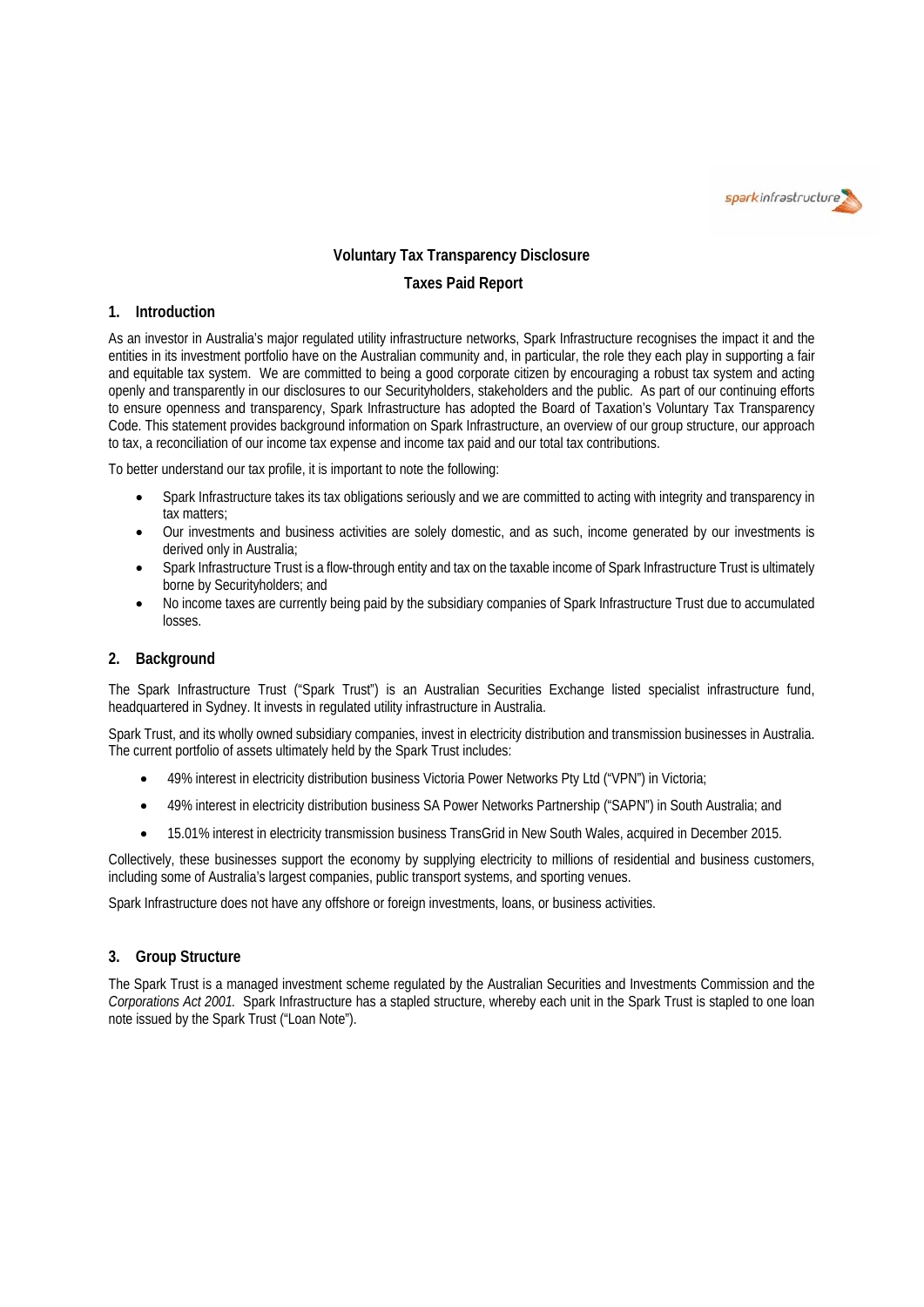# Voluntary Tax Transparency Disclosure

## Taxes Paid Report

### 1. Introduction

As an investor in Australia's major regulated utility infrastructure networks, Spark Infrastructure recognises the impact it and the entities in its investment portfolio have on the Australian community and, in particular, the role they each play in supporting a fair and equitable tax system. We are committed to being a good corporate citizen by encouraging a robust tax system and acting openly and transparently in our disclosures to our Securityholders, stakeholders and the public. As part of our continuing efforts to ensure openness and transparency, Spark Infrastructure has adopted the Board of Taxation's Voluntary Tax Transparency Code. This statement provides background information on Spark Infrastructure, an overview of our group structure, our approach to tax, a reconciliation of our income tax expense and income tax paid and our total tax contributions.

To better understand our tax profile, it is important to note the following:

- Spark Infrastructure takes its tax obligations seriously and we are committed to acting with integrity and transparency in tax matters;
- Our investments and business activities are solely domestic, and as such, income generated by our investments is derived only in Australia;
- Spark Infrastructure Trust is a flow-through entity and tax on the taxable income of Spark Infrastructure Trust is ultimately borne by Securityholders; and
- No income taxes are currently being paid by the subsidiary companies of Spark Infrastructure Trust due to accumulated losses.

### 2. Background

The Spark Infrastructure Trust ("Spark Trust") is an Australian Securities Exchange listed specialist infrastructure fund, headquartered in Sydney. It invests in regulated utility infrastructure in Australia.

Spark Trust, and its wholly owned subsidiary companies, invest in electricity distribution and transmission businesses in Australia. The current portfolio of assets ultimately held by the Spark Trust includes:

- 49% interest in electricity distribution business Victoria Power Networks Pty Ltd ("VPN") in Victoria;
- 49% interest in electricity distribution business SA Power Networks Partnership ("SAPN") in South Australia; and
- 15.01% interest in electricity transmission business TransGrid in New South Wales, acquired in December 2015.

Collectively, these businesses support the economy by supplying electricity to millions of residential and business customers, including some of Australia's largest companies, public transport systems, and sporting venues.

Spark Infrastructure does not have any offshore or foreign investments, loans, or business activities.

### 3. Group Structure

The Spark Trust is a managed investment scheme regulated by the Australian Securities and Investments Commission and the *Corporations Act 2001.* Spark Infrastructure has a stapled structure, whereby each unit in the Spark Trust is stapled to one loan note issued by the Spark Trust ("Loan Note").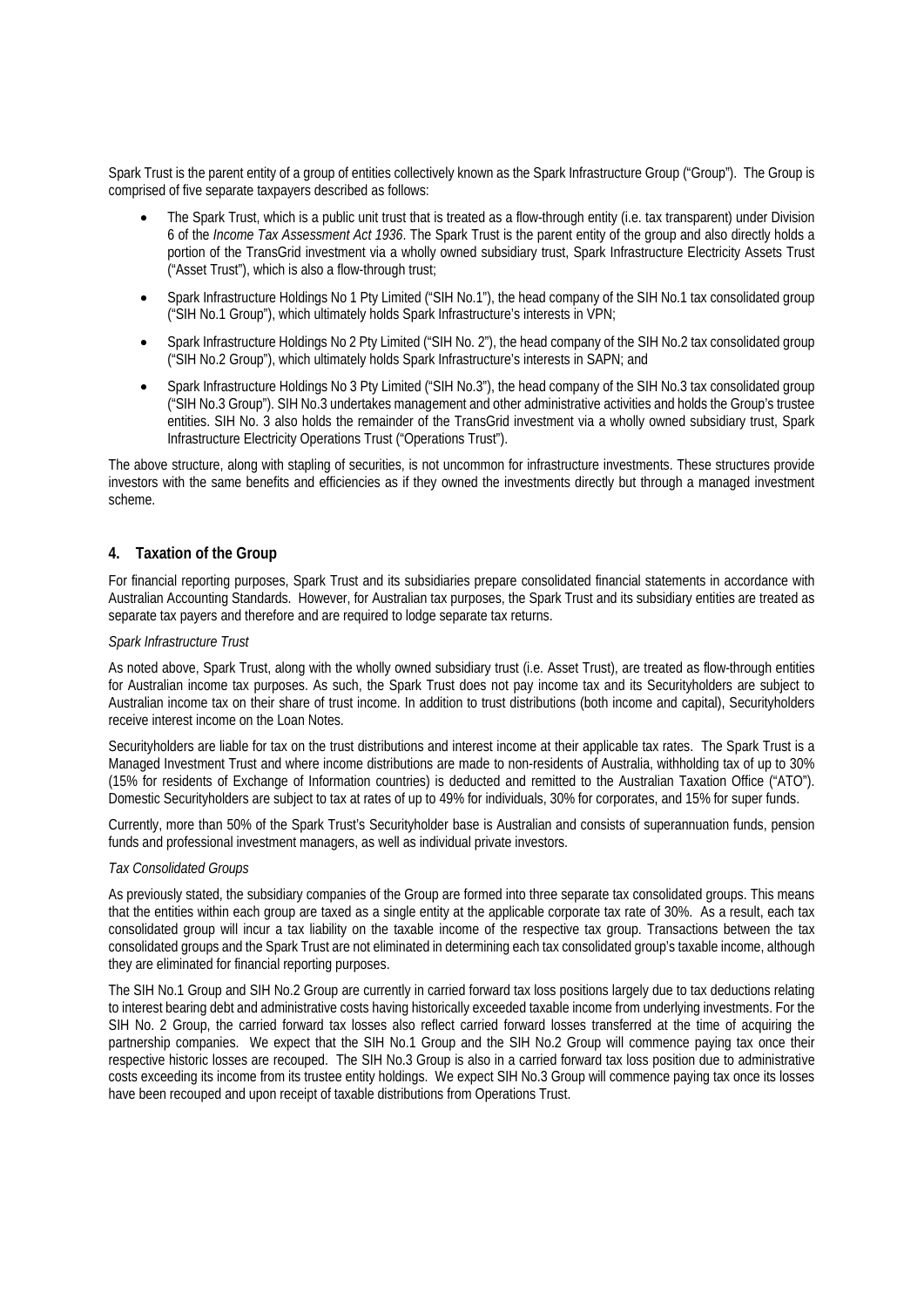Spark Trust is the parent entity of a group of entities collectively known as the Spark Infrastructure Group ("Group"). The Group is comprised of five separate taxpayers described as follows:

- The Spark Trust, which is a public unit trust that is treated as a flow-through entity (i.e. tax transparent) under Division 6 of the *Income Tax Assessment Act 1936*. The Spark Trust is the parent entity of the group and also directly holds a portion of the TransGrid investment via a wholly owned subsidiary trust, Spark Infrastructure Electricity Assets Trust ("Asset Trust"), which is also a flow-through trust;
- Spark Infrastructure Holdings No 1 Pty Limited ("SIH No.1"), the head company of the SIH No.1 tax consolidated group ("SIH No.1 Group"), which ultimately holds Spark Infrastructure's interests in VPN;
- Spark Infrastructure Holdings No 2 Pty Limited ("SIH No. 2"), the head company of the SIH No.2 tax consolidated group ("SIH No.2 Group"), which ultimately holds Spark Infrastructure's interests in SAPN; and
- Spark Infrastructure Holdings No 3 Pty Limited ("SIH No.3"), the head company of the SIH No.3 tax consolidated group ("SIH No.3 Group"). SIH No.3 undertakes management and other administrative activities and holds the Group's trustee entities. SIH No. 3 also holds the remainder of the TransGrid investment via a wholly owned subsidiary trust, Spark Infrastructure Electricity Operations Trust ("Operations Trust").

The above structure, along with stapling of securities, is not uncommon for infrastructure investments. These structures provide investors with the same benefits and efficiencies as if they owned the investments directly but through a managed investment scheme.

## 4. Taxation of the Group

For financial reporting purposes, Spark Trust and its subsidiaries prepare consolidated financial statements in accordance with Australian Accounting Standards. However, for Australian tax purposes, the Spark Trust and its subsidiary entities are treated as separate tax payers and therefore and are required to lodge separate tax returns.

*Spark Infrastructure Trust*

As noted above, Spark Trust, along with the wholly owned subsidiary trust (i.e. Asset Trust), are treated as flow-through entities for Australian income tax purposes. As such, the Spark Trust does not pay income tax and its Securityholders are subject to Australian income tax on their share of trust income. In addition to trust distributions (both income and capital), Securityholders receive interest income on the Loan Notes.

Securityholders are liable for tax on the trust distributions and interest income at their applicable tax rates. The Spark Trust is a Managed Investment Trust and where income distributions are made to non-residents of Australia, withholding tax of up to 30% (15% for residents of Exchange of Information countries) is deducted and remitted to the Australian Taxation Office ("ATO"). Domestic Securityholders are subject to tax at rates of up to 49% for individuals, 30% for corporates, and 15% for super funds.

Currently, more than 50% of the Spark Trust's Securityholder base is Australian and consists of superannuation funds, pension funds and professional investment managers, as well as individual private investors.

*Tax Consolidated Groups*

As previously stated, the subsidiary companies of the Group are formed into three separate tax consolidated groups. This means that the entities within each group are taxed as a single entity at the applicable corporate tax rate of 30%. As a result, each tax consolidated group will incur a tax liability on the taxable income of the respective tax group. Transactions between the tax consolidated groups and the Spark Trust are not eliminated in determining each tax consolidated group's taxable income, although they are eliminated for financial reporting purposes.

The SIH No.1 Group and SIH No.2 Group are currently in carried forward tax loss positions largely due to tax deductions relating to interest bearing debt and administrative costs having historically exceeded taxable income from underlying investments. For the SIH No. 2 Group, the carried forward tax losses also reflect carried forward losses transferred at the time of acquiring the partnership companies. We expect that the SIH No.1 Group and the SIH No.2 Group will commence paying tax once their respective historic losses are recouped. The SIH No.3 Group is also in a carried forward tax loss position due to administrative costs exceeding its income from its trustee entity holdings. We expect SIH No.3 Group will commence paying tax once its losses have been recouped and upon receipt of taxable distributions from Operations Trust.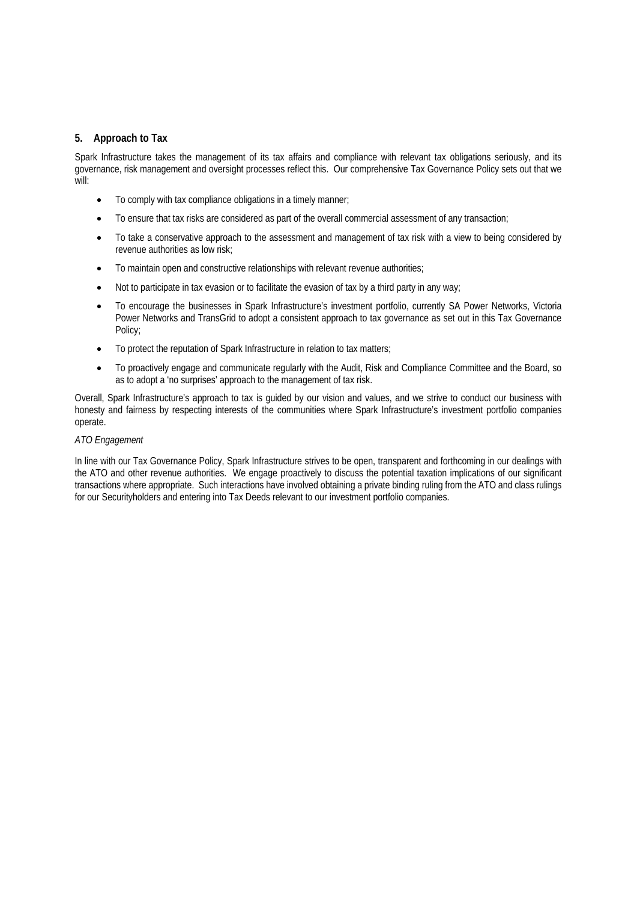## 5. Approach to Tax

Spark Infrastructure takes the management of its tax affairs and compliance with relevant tax obligations seriously, and its governance, risk management and oversight processes reflect this. Our comprehensive Tax Governance Policy sets out that we will:

- To comply with tax compliance obligations in a timely manner;
- To ensure that tax risks are considered as part of the overall commercial assessment of any transaction;
- To take a conservative approach to the assessment and management of tax risk with a view to being considered by revenue authorities as low risk;
- To maintain open and constructive relationships with relevant revenue authorities;
- Not to participate in tax evasion or to facilitate the evasion of tax by a third party in any way;
- To encourage the businesses in Spark Infrastructure's investment portfolio, currently SA Power Networks, Victoria Power Networks and TransGrid to adopt a consistent approach to tax governance as set out in this Tax Governance Policy;
- To protect the reputation of Spark Infrastructure in relation to tax matters;
- To proactively engage and communicate regularly with the Audit, Risk and Compliance Committee and the Board, so as to adopt a 'no surprises' approach to the management of tax risk.

Overall, Spark Infrastructure's approach to tax is guided by our vision and values, and we strive to conduct our business with honesty and fairness by respecting interests of the communities where Spark Infrastructure's investment portfolio companies operate.

*ATO Engagement*

In line with our Tax Governance Policy, Spark Infrastructure strives to be open, transparent and forthcoming in our dealings with the ATO and other revenue authorities. We engage proactively to discuss the potential taxation implications of our significant transactions where appropriate. Such interactions have involved obtaining a private binding ruling from the ATO and class rulings for our Securityholders and entering into Tax Deeds relevant to our investment portfolio companies.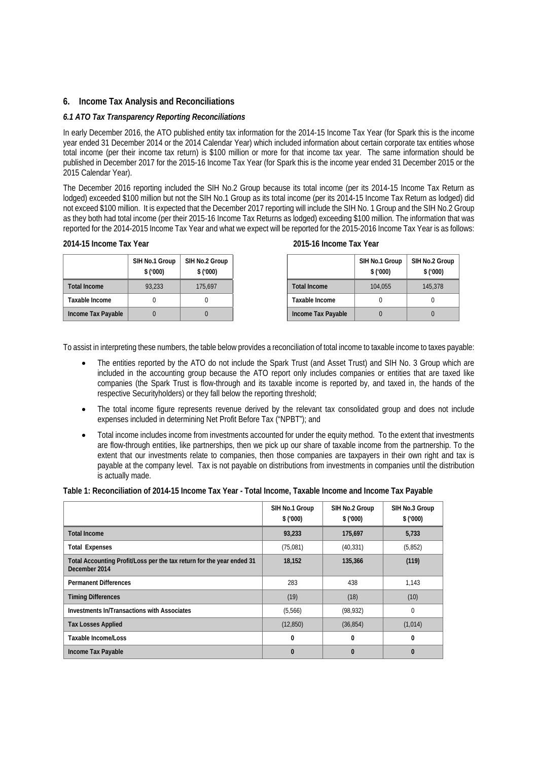## 6. Income Tax Analysis and Reconciliations

### *6.1 ATO Tax Transparency Reporting Reconciliations*

In early December 2016, the ATO published entity tax information for the 2014-15 Income Tax Year (for Spark this is the income year ended 31 December 2014 or the 2014 Calendar Year) which included information about certain corporate tax entities whose total income (per their income tax return) is $100 million or more for that income tax year. The same information should be published in December 2017 for the 2015-16 Income Tax Year (for Spark this is the income year ended 31 December 2015 or the 2015 Calendar Year).

The December 2016 reporting included the SIH No.2 Group because its total income (per its 2014-15 Income Tax Return as lodged) exceeded $100 million but not the SIH No.1 Group as its total income (per its 2014-15 Income Tax Return as lodged) did not exceed $100 million. It is expected that the December 2017 reporting will include the SIH No. 1 Group and the SIH No.2 Group as they both had total income (per their 2015-16 Income Tax Returns as lodged) exceeding $100 million. The information that was reported for the 2014-2015 Income Tax Year and what we expect will be reported for the 2015-2016 Income Tax Year is as follows:

**2014-15 Income Tax Year**

| | SIH No.1 Group $ ('000) | SIH No.2 Group $ ('000) |
|---|---|---|
| **Total Income** | 93,233 | 175,697 |
| **Taxable Income** | 0 | 0 |
| **Income Tax Payable** | 0 | 0 |

**2015-16 Income Tax Year**

| | SIH No.1 Group $ ('000) | SIH No.2 Group $ ('000) |
|---|---|---|
| **Total Income** | 104,055 | 145,378 |
| **Taxable Income** | 0 | 0 |
| **Income Tax Payable** | 0 | 0 |

To assist in interpreting these numbers, the table below provides a reconciliation of total income to taxable income to taxes payable:

- The entities reported by the ATO do not include the Spark Trust (and Asset Trust) and SIH No. 3 Group which are included in the accounting group because the ATO report only includes companies or entities that are taxed like companies (the Spark Trust is flow-through and its taxable income is reported by, and taxed in, the hands of the respective Securityholders) or they fall below the reporting threshold;
- The total income figure represents revenue derived by the relevant tax consolidated group and does not include expenses included in determining Net Profit Before Tax ("NPBT"); and
- Total income includes income from investments accounted for under the equity method. To the extent that investments are flow-through entities, like partnerships, then we pick up our share of taxable income from the partnership. To the extent that our investments relate to companies, then those companies are taxpayers in their own right and tax is payable at the company level. Tax is not payable on distributions from investments in companies until the distribution is actually made.

**Table 1: Reconciliation of 2014-15 Income Tax Year - Total Income, Taxable Income and Income Tax Payable**

| | SIH No.1 Group $ ('000) | SIH No.2 Group $ ('000) | SIH No.3 Group $ ('000) |
|---|---|---|---|
| **Total Income** | **93,233** | **175,697** | **5,733** |
| **Total Expenses** | (75,081) | (40,331) | (5,852) |
| **Total Accounting Profit/Loss per the tax return for the year ended 31 December 2014** | **18,152** | **135,366** | **(119)** |
| **Permanent Differences** | 283 | 438 | 1,143 |
| **Timing Differences** | (19) | (18) | (10) |
| **Investments In/Transactions with Associates** | (5,566) | (98,932) | 0 |
| **Tax Losses Applied** | (12,850) | (36,854) | (1,014) |
| **Taxable Income/Loss** | **0** | **0** | **0** |
| **Income Tax Payable** | **0** | **0** | **0** |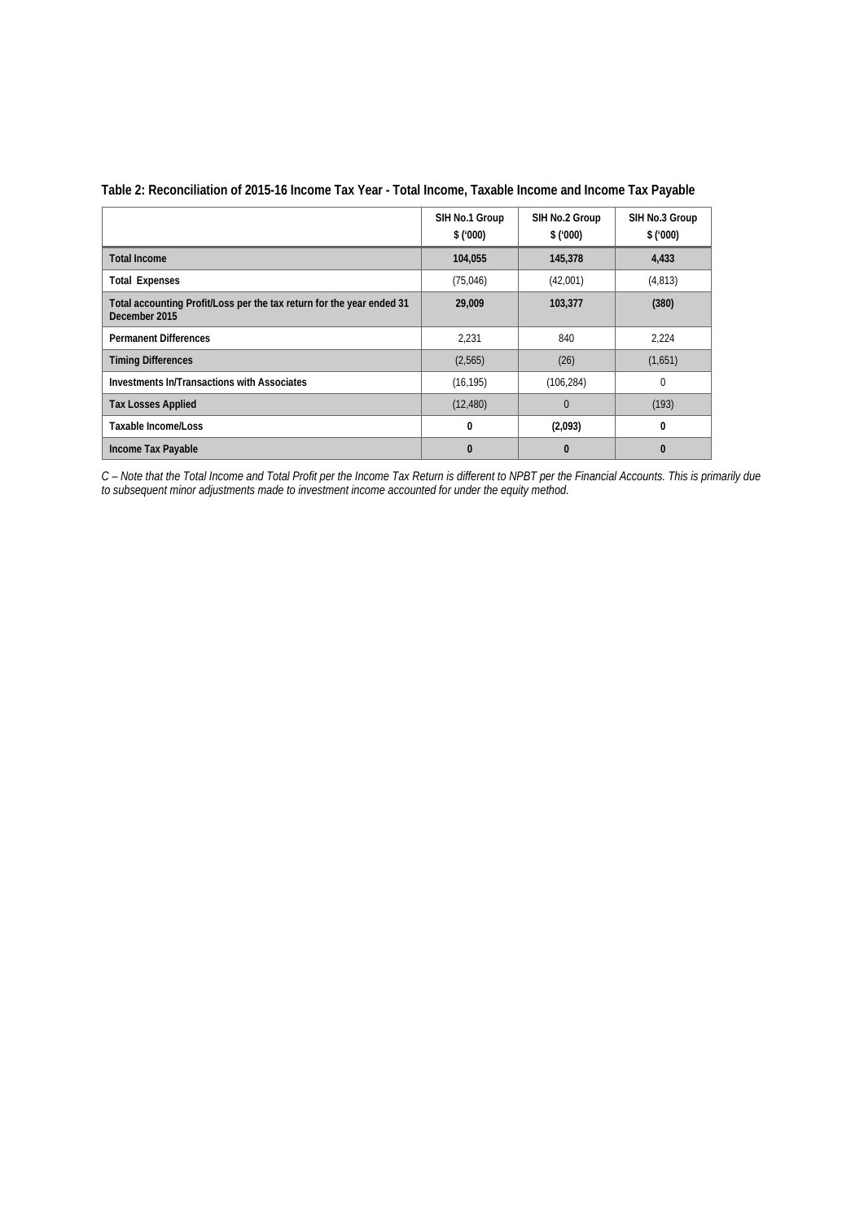**Table 2: Reconciliation of 2015-16 Income Tax Year - Total Income, Taxable Income and Income Tax Payable**

| | SIH No.1 Group $ ('000) | SIH No.2 Group $ ('000) | SIH No.3 Group $ ('000) |
|---|---|---|---|
| **Total Income** | **104,055** | **145,378** | **4,433** |
| **Total Expenses** | (75,046) | (42,001) | (4,813) |
| **Total accounting Profit/Loss per the tax return for the year ended 31 December 2015** | **29,009** | **103,377** | **(380)** |
| **Permanent Differences** | 2,231 | 840 | 2,224 |
| **Timing Differences** | (2,565) | (26) | (1,651) |
| **Investments In/Transactions with Associates** | (16,195) | (106,284) | 0 |
| **Tax Losses Applied** | (12,480) | 0 | (193) |
| **Taxable Income/Loss** | **0** | **(2,093)** | **0** |
| **Income Tax Payable** | **0** | **0** | **0** |

*C – Note that the Total Income and Total Profit per the Income Tax Return is different to NPBT per the Financial Accounts. This is primarily due to subsequent minor adjustments made to investment income accounted for under the equity method.*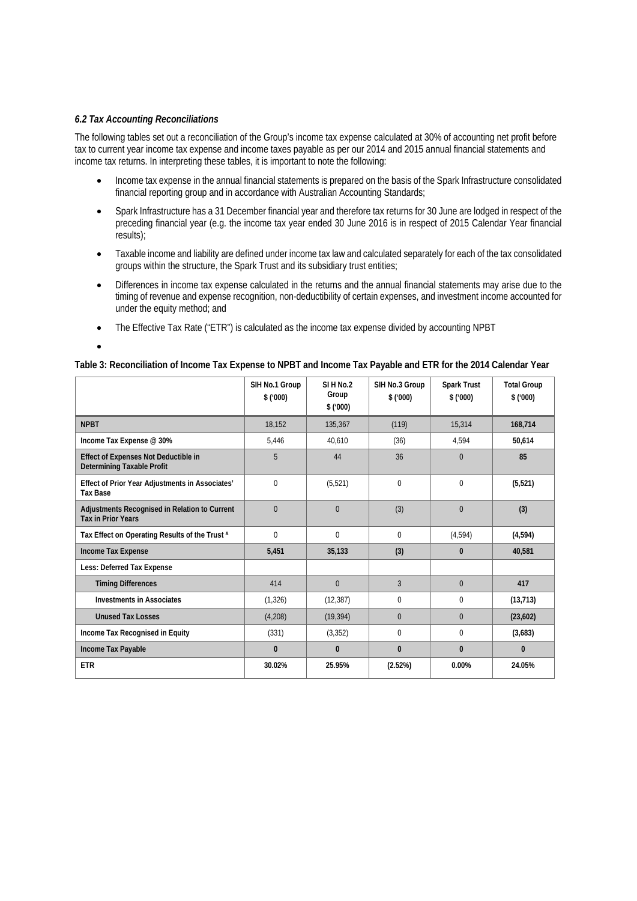### *6.2 Tax Accounting Reconciliations*

The following tables set out a reconciliation of the Group's income tax expense calculated at 30% of accounting net profit before tax to current year income tax expense and income taxes payable as per our 2014 and 2015 annual financial statements and income tax returns. In interpreting these tables, it is important to note the following:

- Income tax expense in the annual financial statements is prepared on the basis of the Spark Infrastructure consolidated financial reporting group and in accordance with Australian Accounting Standards;
- Spark Infrastructure has a 31 December financial year and therefore tax returns for 30 June are lodged in respect of the preceding financial year (e.g. the income tax year ended 30 June 2016 is in respect of 2015 Calendar Year financial results);
- Taxable income and liability are defined under income tax law and calculated separately for each of the tax consolidated groups within the structure, the Spark Trust and its subsidiary trust entities;
- Differences in income tax expense calculated in the returns and the annual financial statements may arise due to the timing of revenue and expense recognition, non-deductibility of certain expenses, and investment income accounted for under the equity method; and
- The Effective Tax Rate ("ETR") is calculated as the income tax expense divided by accounting NPBT
- 

**Table 3: Reconciliation of Income Tax Expense to NPBT and Income Tax Payable and ETR for the 2014 Calendar Year**

| | SIH No.1 Group $ ('000) | SI H No.2 Group $ ('000) | SIH No.3 Group $ ('000) | Spark Trust $ ('000) | Total Group $ ('000) |
|---|---|---|---|---|---|
| **NPBT** | 18,152 | 135,367 | (119) | 15,314 | **168,714** |
| **Income Tax Expense @ 30%** | 5,446 | 40,610 | (36) | 4,594 | **50,614** |
| **Effect of Expenses Not Deductible in Determining Taxable Profit** | 5 | 44 | 36 | 0 | **85** |
| **Effect of Prior Year Adjustments in Associates' Tax Base** | 0 | (5,521) | 0 | 0 | **(5,521)** |
| **Adjustments Recognised in Relation to Current Tax in Prior Years** | 0 | 0 | (3) | 0 | **(3)** |
| **Tax Effect on Operating Results of the Trust [A]** | 0 | 0 | 0 | (4,594) | **(4,594)** |
| **Income Tax Expense** | **5,451** | **35,133** | **(3)** | **0** | **40,581** |
| **Less: Deferred Tax Expense** | | | | | |
| **Timing Differences** | 414 | 0 | 3 | 0 | **417** |
| **Investments in Associates** | (1,326) | (12,387) | 0 | 0 | **(13,713)** |
| **Unused Tax Losses** | (4,208) | (19,394) | 0 | 0 | **(23,602)** |
| **Income Tax Recognised in Equity** | (331) | (3,352) | 0 | 0 | **(3,683)** |
| **Income Tax Payable** | **0** | **0** | **0** | **0** | **0** |
| **ETR** | **30.02%** | **25.95%** | **(2.52%)** | **0.00%** | **24.05%** |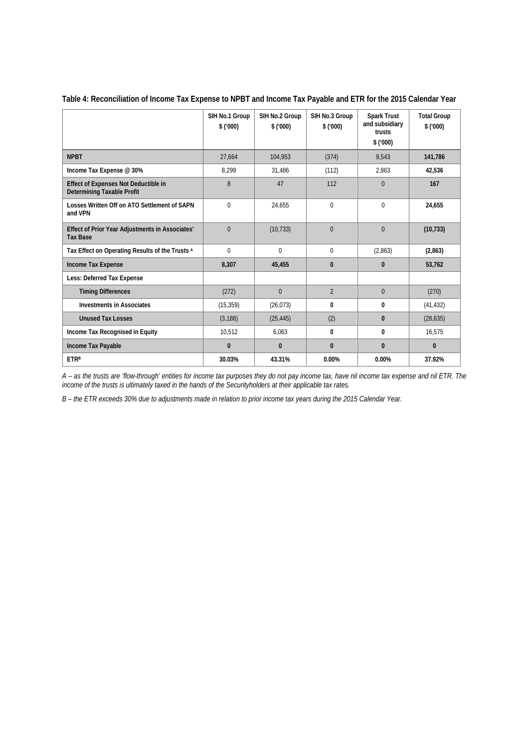**Table 4: Reconciliation of Income Tax Expense to NPBT and Income Tax Payable and ETR for the 2015 Calendar Year**

| | SIH No.1 Group $ ('000) | SIH No.2 Group $ ('000) | SIH No.3 Group $ ('000) | Spark Trust and subsidiary trusts $ ('000) | Total Group $ ('000) |
|---|---|---|---|---|---|
| **NPBT** | 27,664 | 104,953 | (374) | 9,543 | **141,786** |
| **Income Tax Expense @ 30%** | 8,299 | 31,486 | (112) | 2,863 | **42,536** |
| **Effect of Expenses Not Deductible in Determining Taxable Profit** | 8 | 47 | 112 | 0 | **167** |
| **Losses Written Off on ATO Settlement of SAPN and VPN** | 0 | 24,655 | 0 | 0 | **24,655** |
| **Effect of Prior Year Adjustments in Associates' Tax Base** | 0 | (10,733) | 0 | 0 | **(10,733)** |
| **Tax Effect on Operating Results of the Trusts [A]** | 0 | 0 | 0 | (2,863) | **(2,863)** |
| **Income Tax Expense** | **8,307** | **45,455** | **0** | **0** | **53,762** |
| **Less: Deferred Tax Expense** | | | | | |
| **Timing Differences** | (272) | 0 | 2 | 0 | (270) |
| **Investments in Associates** | (15,359) | (26,073) | **0** | **0** | (41,432) |
| **Unused Tax Losses** | (3,188) | (25,445) | (2) | **0** | (28,635) |
| **Income Tax Recognised in Equity** | 10,512 | 6,063 | **0** | **0** | 16,575 |
| **Income Tax Payable** | **0** | **0** | **0** | **0** | **0** |
| **ETR[B]** | **30.03%** | **43.31%** | **0.00%** | **0.00%** | **37.92%** |

*A – as the trusts are 'flow-through' entities for income tax purposes they do not pay income tax, have nil income tax expense and nil ETR. The income of the trusts is ultimately taxed in the hands of the Securityholders at their applicable tax rates.*

*B – the ETR exceeds 30% due to adjustments made in relation to prior income tax years during the 2015 Calendar Year.*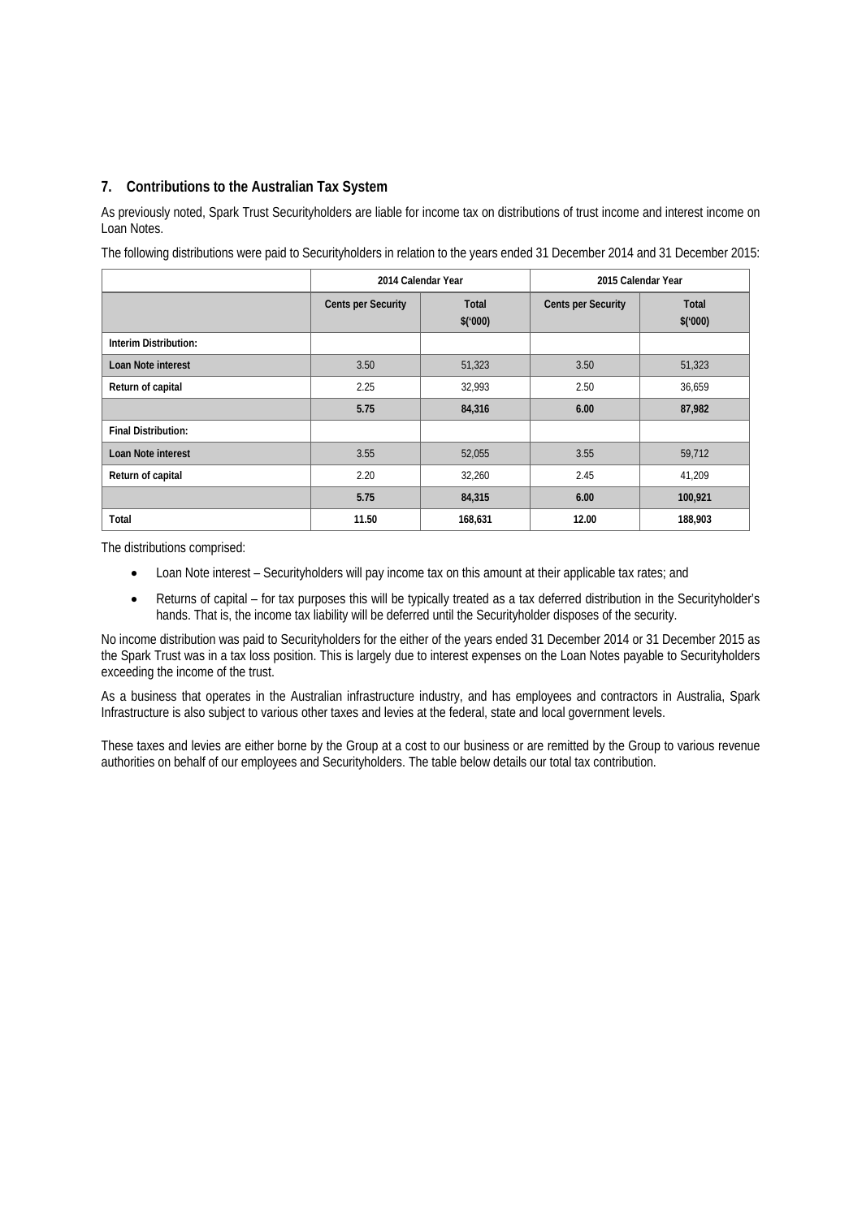## 7. Contributions to the Australian Tax System

As previously noted, Spark Trust Securityholders are liable for income tax on distributions of trust income and interest income on Loan Notes.

The following distributions were paid to Securityholders in relation to the years ended 31 December 2014 and 31 December 2015:

| | 2014 Calendar Year | | 2015 Calendar Year | |
|---|---|---|---|---|
| | Cents per Security | Total $('000) | Cents per Security | Total $('000) |
| Interim Distribution: | | | | |
| Loan Note interest | 3.50 | 51,323 | 3.50 | 51,323 |
| Return of capital | 2.25 | 32,993 | 2.50 | 36,659 |
| | **5.75** | **84,316** | **6.00** | **87,982** |
| Final Distribution: | | | | |
| Loan Note interest | 3.55 | 52,055 | 3.55 | 59,712 |
| Return of capital | 2.20 | 32,260 | 2.45 | 41,209 |
| | **5.75** | **84,315** | **6.00** | **100,921** |
| Total | **11.50** | **168,631** | **12.00** | **188,903** |

The distributions comprised:

- Loan Note interest – Securityholders will pay income tax on this amount at their applicable tax rates; and
- Returns of capital – for tax purposes this will be typically treated as a tax deferred distribution in the Securityholder's hands. That is, the income tax liability will be deferred until the Securityholder disposes of the security.

No income distribution was paid to Securityholders for the either of the years ended 31 December 2014 or 31 December 2015 as the Spark Trust was in a tax loss position. This is largely due to interest expenses on the Loan Notes payable to Securityholders exceeding the income of the trust.

As a business that operates in the Australian infrastructure industry, and has employees and contractors in Australia, Spark Infrastructure is also subject to various other taxes and levies at the federal, state and local government levels.

These taxes and levies are either borne by the Group at a cost to our business or are remitted by the Group to various revenue authorities on behalf of our employees and Securityholders. The table below details our total tax contribution.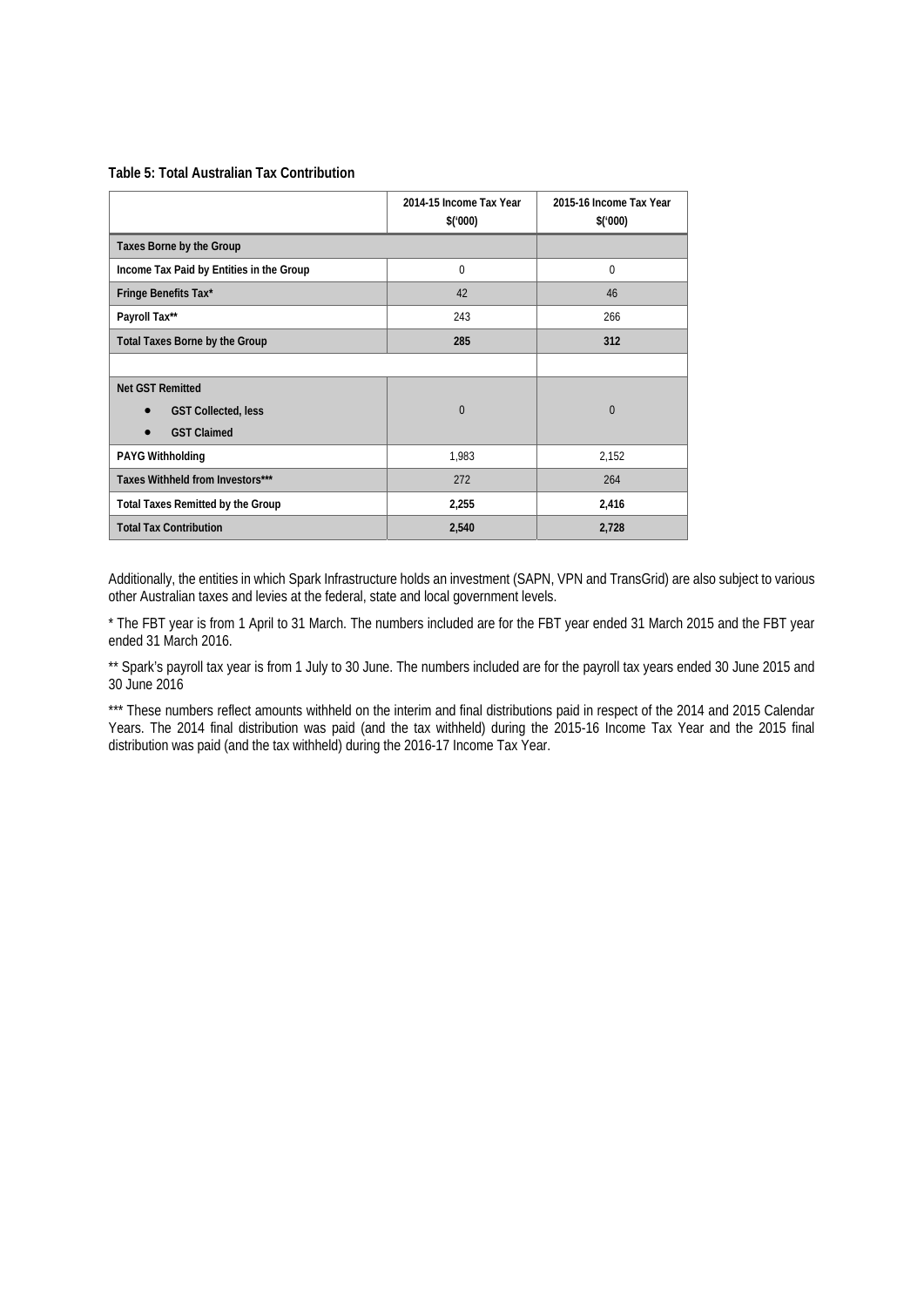**Table 5: Total Australian Tax Contribution**

| | 2014-15 Income Tax Year $('000) | 2015-16 Income Tax Year $('000) |
|---|---|---|
| **Taxes Borne by the Group** | | |
| **Income Tax Paid by Entities in the Group** | 0 | 0 |
| **Fringe Benefits Tax*** | 42 | 46 |
| **Payroll Tax**** | 243 | 266 |
| **Total Taxes Borne by the Group** | **285** | **312** |
| | | |
| **Net GST Remitted**<br>• **GST Collected, less**<br>• **GST Claimed** | 0 | 0 |
| **PAYG Withholding** | 1,983 | 2,152 |
| **Taxes Withheld from Investors***** | 272 | 264 |
| **Total Taxes Remitted by the Group** | **2,255** | **2,416** |
| **Total Tax Contribution** | **2,540** | **2,728** |

Additionally, the entities in which Spark Infrastructure holds an investment (SAPN, VPN and TransGrid) are also subject to various other Australian taxes and levies at the federal, state and local government levels.

* The FBT year is from 1 April to 31 March. The numbers included are for the FBT year ended 31 March 2015 and the FBT year ended 31 March 2016.

** Spark's payroll tax year is from 1 July to 30 June. The numbers included are for the payroll tax years ended 30 June 2015 and 30 June 2016

*** These numbers reflect amounts withheld on the interim and final distributions paid in respect of the 2014 and 2015 Calendar Years. The 2014 final distribution was paid (and the tax withheld) during the 2015-16 Income Tax Year and the 2015 final distribution was paid (and the tax withheld) during the 2016-17 Income Tax Year.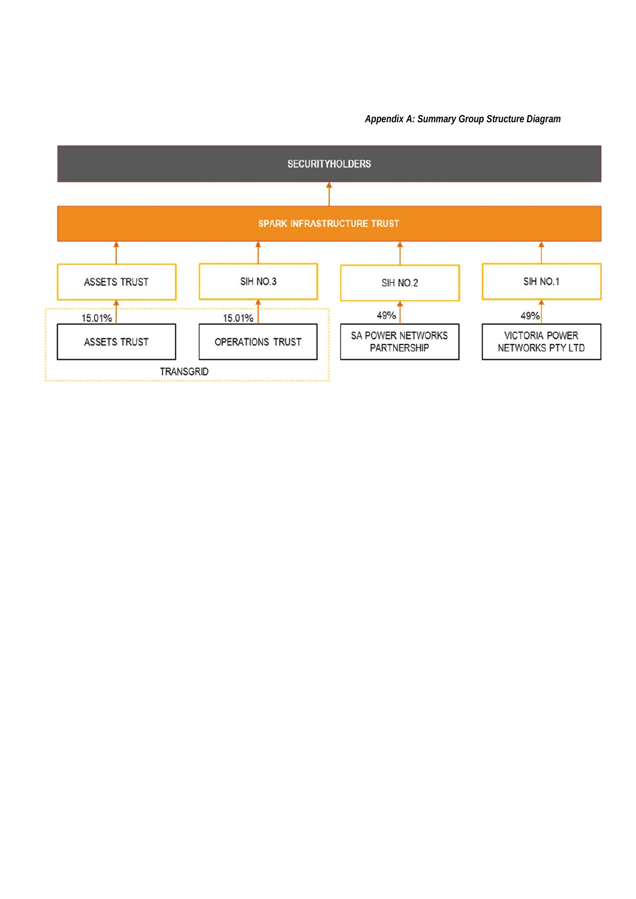*Appendix A: Summary Group Structure Diagram*

SECURITYHOLDERS

SPARK INFRASTRUCTURE TRUST

ASSETS TRUST

SIH NO.3

SIH NO.2

SIH NO.1

15.01%

15.01%

49%

49%

ASSETS TRUST

OPERATIONS TRUST

SA POWER NETWORKS PARTNERSHIP

VICTORIA POWER NETWORKS PTY LTD

TRANSGRID